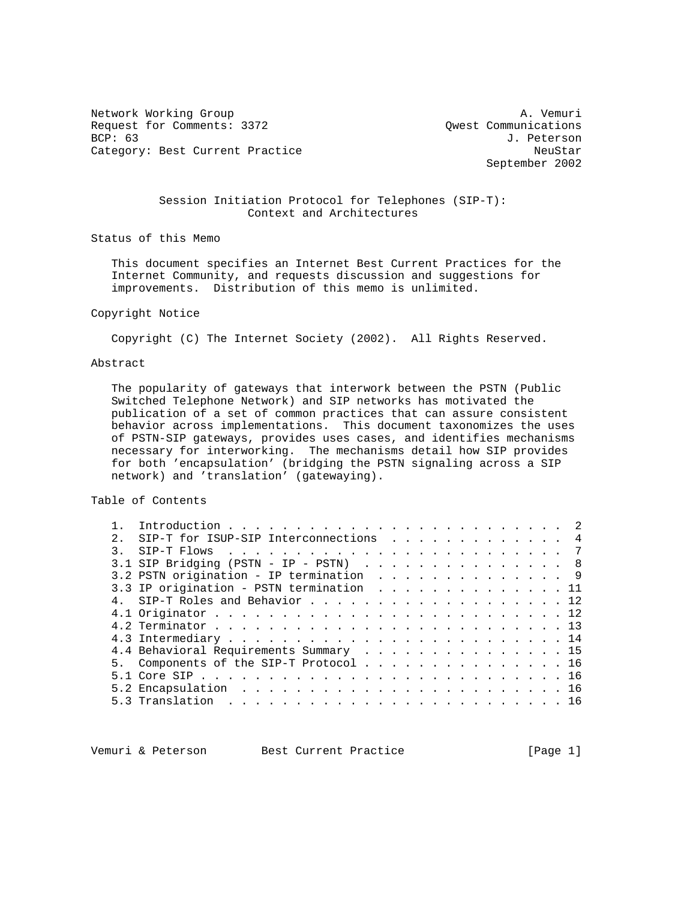Network Working Group A. Vemuri
Request for Comments: 3372 Qwest Communications
BCP: 63 J. Peterson
Category: Best Current Practice NeuStar
September 2002

# Session Initiation Protocol for Telephones (SIP-T): Context and Architectures

## Status of this Memo

This document specifies an Internet Best Current Practices for the Internet Community, and requests discussion and suggestions for improvements. Distribution of this memo is unlimited.

## Copyright Notice

Copyright (C) The Internet Society (2002). All Rights Reserved.

## Abstract

The popularity of gateways that interwork between the PSTN (Public Switched Telephone Network) and SIP networks has motivated the publication of a set of common practices that can assure consistent behavior across implementations. This document taxonomizes the uses of PSTN-SIP gateways, provides uses cases, and identifies mechanisms necessary for interworking. The mechanisms detail how SIP provides for both 'encapsulation' (bridging the PSTN signaling across a SIP network) and 'translation' (gatewaying).

## Table of Contents

```
1.  Introduction . . . . . . . . . . . . . . . . . . . . . . . . .  2
2.  SIP-T for ISUP-SIP Interconnections  . . . . . . . . . . . . .  4
3.  SIP-T Flows  . . . . . . . . . . . . . . . . . . . . . . . . .  7
3.1 SIP Bridging (PSTN - IP - PSTN)  . . . . . . . . . . . . . . .  8
3.2 PSTN origination - IP termination  . . . . . . . . . . . . . .  9
3.3 IP origination - PSTN termination  . . . . . . . . . . . . . . 11
4.  SIP-T Roles and Behavior . . . . . . . . . . . . . . . . . . . 12
4.1 Originator . . . . . . . . . . . . . . . . . . . . . . . . . . 12
4.2 Terminator . . . . . . . . . . . . . . . . . . . . . . . . . . 13
4.3 Intermediary . . . . . . . . . . . . . . . . . . . . . . . . . 14
4.4 Behavioral Requirements Summary  . . . . . . . . . . . . . . . 15
5.  Components of the SIP-T Protocol . . . . . . . . . . . . . . . 16
5.1 Core SIP . . . . . . . . . . . . . . . . . . . . . . . . . . . 16
5.2 Encapsulation  . . . . . . . . . . . . . . . . . . . . . . . . 16
5.3 Translation  . . . . . . . . . . . . . . . . . . . . . . . . . 16
```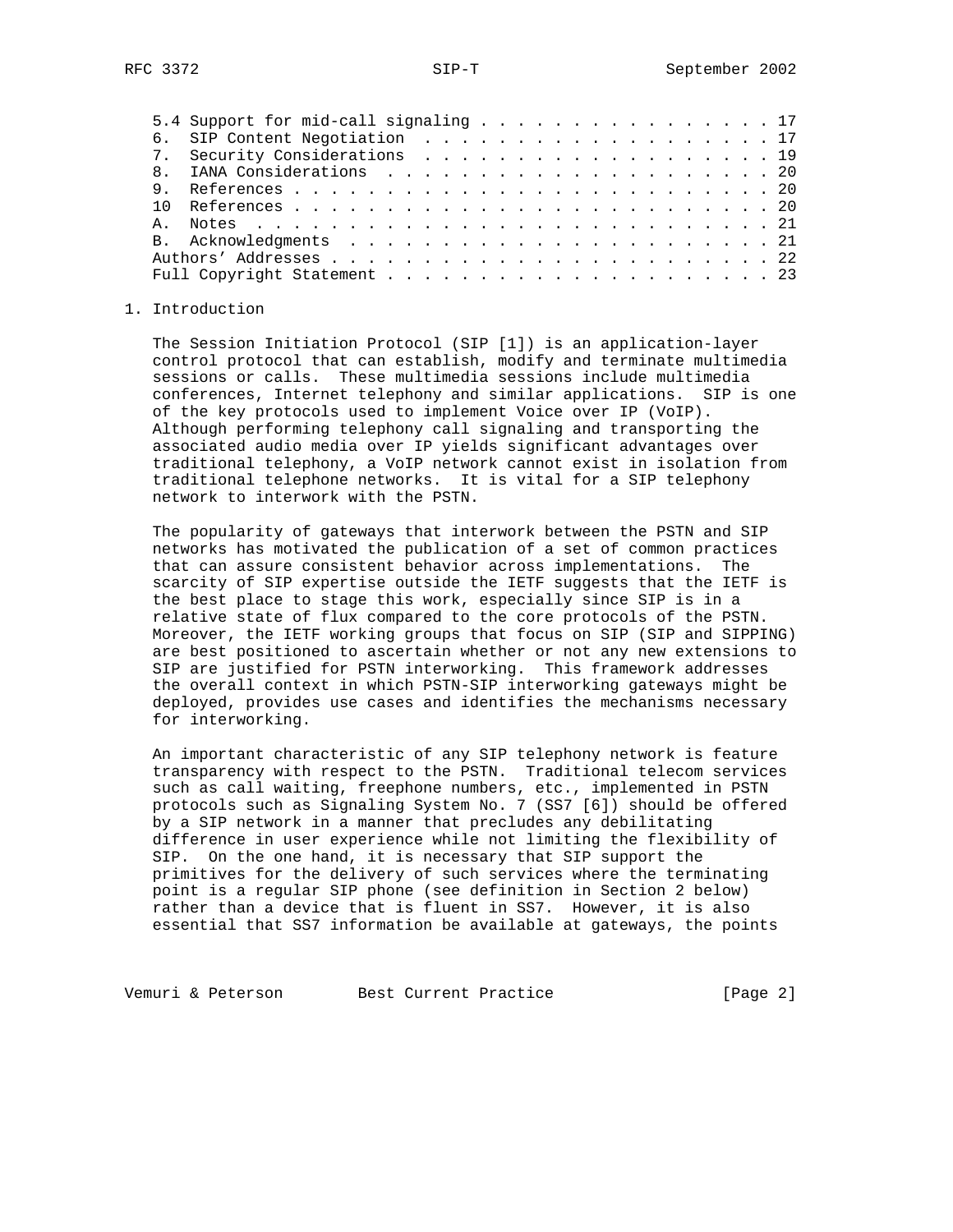5.4 Support for mid-call signaling . . . . . . . . . . . . . . . . . 17
6. SIP Content Negotiation . . . . . . . . . . . . . . . . . . . . 17
7. Security Considerations . . . . . . . . . . . . . . . . . . . . 19
8. IANA Considerations . . . . . . . . . . . . . . . . . . . . . . 20
9. References . . . . . . . . . . . . . . . . . . . . . . . . . . 20
10 References . . . . . . . . . . . . . . . . . . . . . . . . . . 20
A. Notes . . . . . . . . . . . . . . . . . . . . . . . . . . . . . 21
B. Acknowledgments . . . . . . . . . . . . . . . . . . . . . . . . 21
Authors' Addresses . . . . . . . . . . . . . . . . . . . . . . . . 22
Full Copyright Statement . . . . . . . . . . . . . . . . . . . . . 23

# 1. Introduction

The Session Initiation Protocol (SIP [1]) is an application-layer control protocol that can establish, modify and terminate multimedia sessions or calls. These multimedia sessions include multimedia conferences, Internet telephony and similar applications. SIP is one of the key protocols used to implement Voice over IP (VoIP). Although performing telephony call signaling and transporting the associated audio media over IP yields significant advantages over traditional telephony, a VoIP network cannot exist in isolation from traditional telephone networks. It is vital for a SIP telephony network to interwork with the PSTN.

The popularity of gateways that interwork between the PSTN and SIP networks has motivated the publication of a set of common practices that can assure consistent behavior across implementations. The scarcity of SIP expertise outside the IETF suggests that the IETF is the best place to stage this work, especially since SIP is in a relative state of flux compared to the core protocols of the PSTN. Moreover, the IETF working groups that focus on SIP (SIP and SIPPING) are best positioned to ascertain whether or not any new extensions to SIP are justified for PSTN interworking. This framework addresses the overall context in which PSTN-SIP interworking gateways might be deployed, provides use cases and identifies the mechanisms necessary for interworking.

An important characteristic of any SIP telephony network is feature transparency with respect to the PSTN. Traditional telecom services such as call waiting, freephone numbers, etc., implemented in PSTN protocols such as Signaling System No. 7 (SS7 [6]) should be offered by a SIP network in a manner that precludes any debilitating difference in user experience while not limiting the flexibility of SIP. On the one hand, it is necessary that SIP support the primitives for the delivery of such services where the terminating point is a regular SIP phone (see definition in Section 2 below) rather than a device that is fluent in SS7. However, it is also essential that SS7 information be available at gateways, the points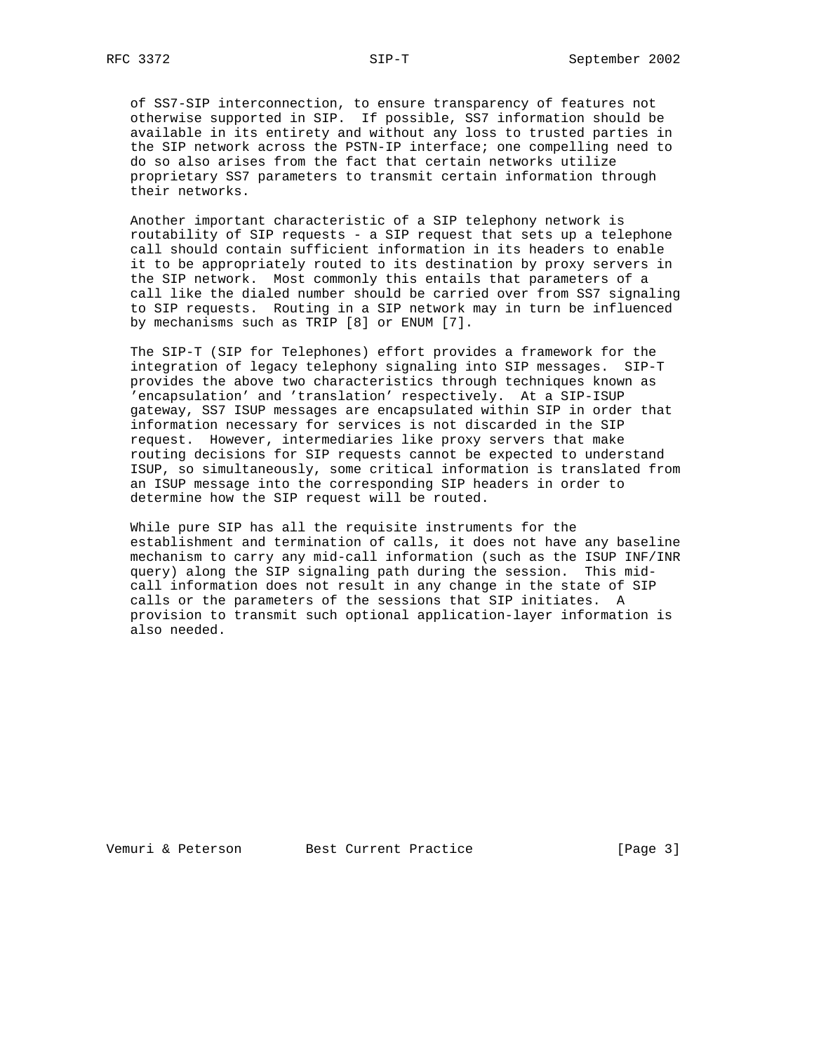of SS7-SIP interconnection, to ensure transparency of features not otherwise supported in SIP. If possible, SS7 information should be available in its entirety and without any loss to trusted parties in the SIP network across the PSTN-IP interface; one compelling need to do so also arises from the fact that certain networks utilize proprietary SS7 parameters to transmit certain information through their networks.

Another important characteristic of a SIP telephony network is routability of SIP requests - a SIP request that sets up a telephone call should contain sufficient information in its headers to enable it to be appropriately routed to its destination by proxy servers in the SIP network. Most commonly this entails that parameters of a call like the dialed number should be carried over from SS7 signaling to SIP requests. Routing in a SIP network may in turn be influenced by mechanisms such as TRIP [8] or ENUM [7].

The SIP-T (SIP for Telephones) effort provides a framework for the integration of legacy telephony signaling into SIP messages. SIP-T provides the above two characteristics through techniques known as 'encapsulation' and 'translation' respectively. At a SIP-ISUP gateway, SS7 ISUP messages are encapsulated within SIP in order that information necessary for services is not discarded in the SIP request. However, intermediaries like proxy servers that make routing decisions for SIP requests cannot be expected to understand ISUP, so simultaneously, some critical information is translated from an ISUP message into the corresponding SIP headers in order to determine how the SIP request will be routed.

While pure SIP has all the requisite instruments for the establishment and termination of calls, it does not have any baseline mechanism to carry any mid-call information (such as the ISUP INF/INR query) along the SIP signaling path during the session. This mid-call information does not result in any change in the state of SIP calls or the parameters of the sessions that SIP initiates. A provision to transmit such optional application-layer information is also needed.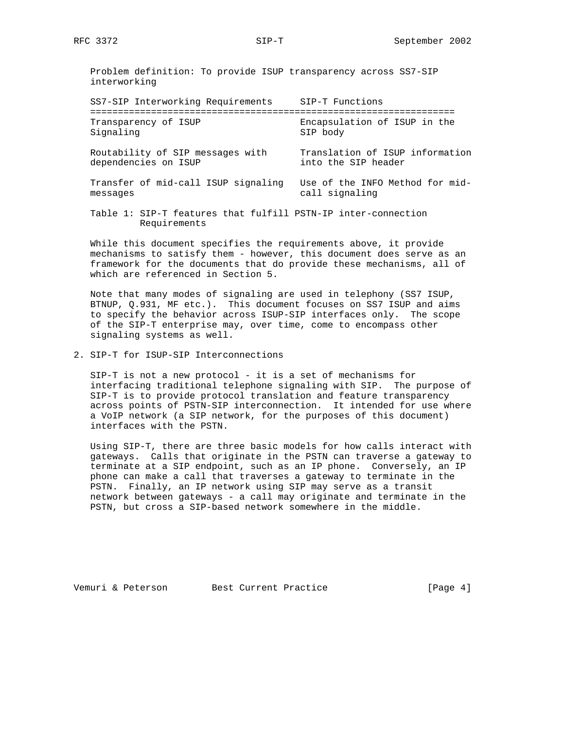Problem definition: To provide ISUP transparency across SS7-SIP interworking

| SS7-SIP Interworking Requirements | SIP-T Functions |
| --- | --- |
| Transparency of ISUP Signaling | Encapsulation of ISUP in the SIP body |
| Routability of SIP messages with dependencies on ISUP | Translation of ISUP information into the SIP header |
| Transfer of mid-call ISUP signaling messages | Use of the INFO Method for mid-call signaling |

Table 1: SIP-T features that fulfill PSTN-IP inter-connection Requirements

While this document specifies the requirements above, it provide mechanisms to satisfy them - however, this document does serve as an framework for the documents that do provide these mechanisms, all of which are referenced in Section 5.

Note that many modes of signaling are used in telephony (SS7 ISUP, BTNUP, Q.931, MF etc.). This document focuses on SS7 ISUP and aims to specify the behavior across ISUP-SIP interfaces only. The scope of the SIP-T enterprise may, over time, come to encompass other signaling systems as well.

## 2. SIP-T for ISUP-SIP Interconnections

SIP-T is not a new protocol - it is a set of mechanisms for interfacing traditional telephone signaling with SIP. The purpose of SIP-T is to provide protocol translation and feature transparency across points of PSTN-SIP interconnection. It intended for use where a VoIP network (a SIP network, for the purposes of this document) interfaces with the PSTN.

Using SIP-T, there are three basic models for how calls interact with gateways. Calls that originate in the PSTN can traverse a gateway to terminate at a SIP endpoint, such as an IP phone. Conversely, an IP phone can make a call that traverses a gateway to terminate in the PSTN. Finally, an IP network using SIP may serve as a transit network between gateways - a call may originate and terminate in the PSTN, but cross a SIP-based network somewhere in the middle.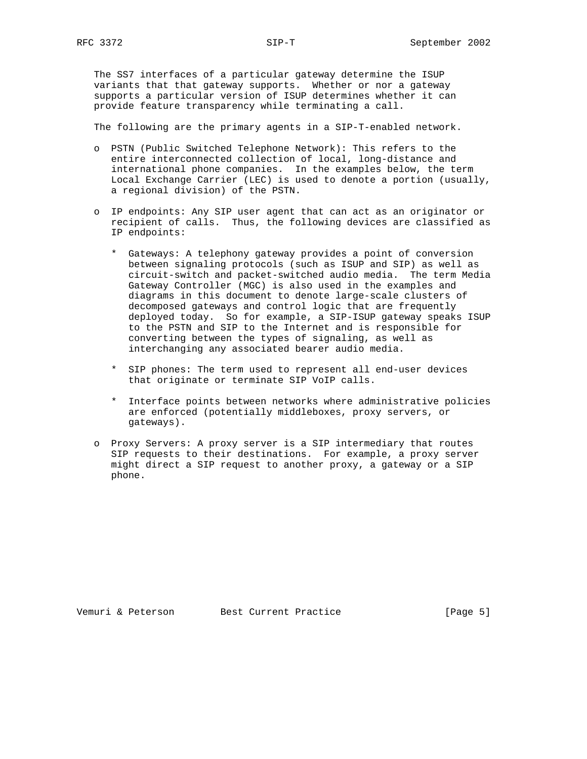The SS7 interfaces of a particular gateway determine the ISUP variants that that gateway supports. Whether or nor a gateway supports a particular version of ISUP determines whether it can provide feature transparency while terminating a call.

The following are the primary agents in a SIP-T-enabled network.

- PSTN (Public Switched Telephone Network): This refers to the entire interconnected collection of local, long-distance and international phone companies. In the examples below, the term Local Exchange Carrier (LEC) is used to denote a portion (usually, a regional division) of the PSTN.

- IP endpoints: Any SIP user agent that can act as an originator or recipient of calls. Thus, the following devices are classified as IP endpoints:

  * Gateways: A telephony gateway provides a point of conversion between signaling protocols (such as ISUP and SIP) as well as circuit-switch and packet-switched audio media. The term Media Gateway Controller (MGC) is also used in the examples and diagrams in this document to denote large-scale clusters of decomposed gateways and control logic that are frequently deployed today. So for example, a SIP-ISUP gateway speaks ISUP to the PSTN and SIP to the Internet and is responsible for converting between the types of signaling, as well as interchanging any associated bearer audio media.

  * SIP phones: The term used to represent all end-user devices that originate or terminate SIP VoIP calls.

  * Interface points between networks where administrative policies are enforced (potentially middleboxes, proxy servers, or gateways).

- Proxy Servers: A proxy server is a SIP intermediary that routes SIP requests to their destinations. For example, a proxy server might direct a SIP request to another proxy, a gateway or a SIP phone.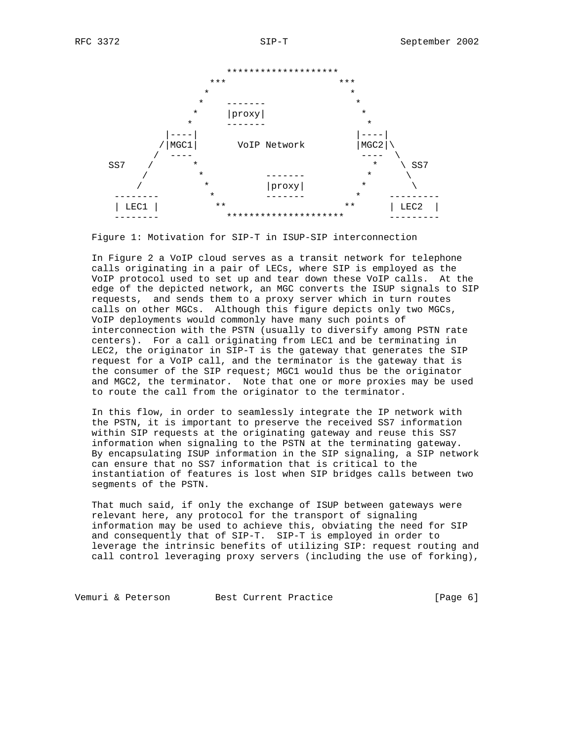```
                    ********************
                  ***                  ***
                 *                        *
                *    -------               *
               *     |proxy|                *
              *      -------                 *
           |----|                         |----|
          /|MGC1|       VoIP Network      |MGC2|\
         /  ----                           ----  \
   SS7  /       *                          *    \ SS7
       /         *          -------       *      \
      /           *         |proxy|      *        \
   --------        *        -------     *        ---------
   | LEC1 |         **                 **        | LEC2  |
   --------           *********************      ---------
```

Figure 1: Motivation for SIP-T in ISUP-SIP interconnection

In Figure 2 a VoIP cloud serves as a transit network for telephone calls originating in a pair of LECs, where SIP is employed as the VoIP protocol used to set up and tear down these VoIP calls. At the edge of the depicted network, an MGC converts the ISUP signals to SIP requests, and sends them to a proxy server which in turn routes calls on other MGCs. Although this figure depicts only two MGCs, VoIP deployments would commonly have many such points of interconnection with the PSTN (usually to diversify among PSTN rate centers). For a call originating from LEC1 and be terminating in LEC2, the originator in SIP-T is the gateway that generates the SIP request for a VoIP call, and the terminator is the gateway that is the consumer of the SIP request; MGC1 would thus be the originator and MGC2, the terminator. Note that one or more proxies may be used to route the call from the originator to the terminator.

In this flow, in order to seamlessly integrate the IP network with the PSTN, it is important to preserve the received SS7 information within SIP requests at the originating gateway and reuse this SS7 information when signaling to the PSTN at the terminating gateway. By encapsulating ISUP information in the SIP signaling, a SIP network can ensure that no SS7 information that is critical to the instantiation of features is lost when SIP bridges calls between two segments of the PSTN.

That much said, if only the exchange of ISUP between gateways were relevant here, any protocol for the transport of signaling information may be used to achieve this, obviating the need for SIP and consequently that of SIP-T. SIP-T is employed in order to leverage the intrinsic benefits of utilizing SIP: request routing and call control leveraging proxy servers (including the use of forking),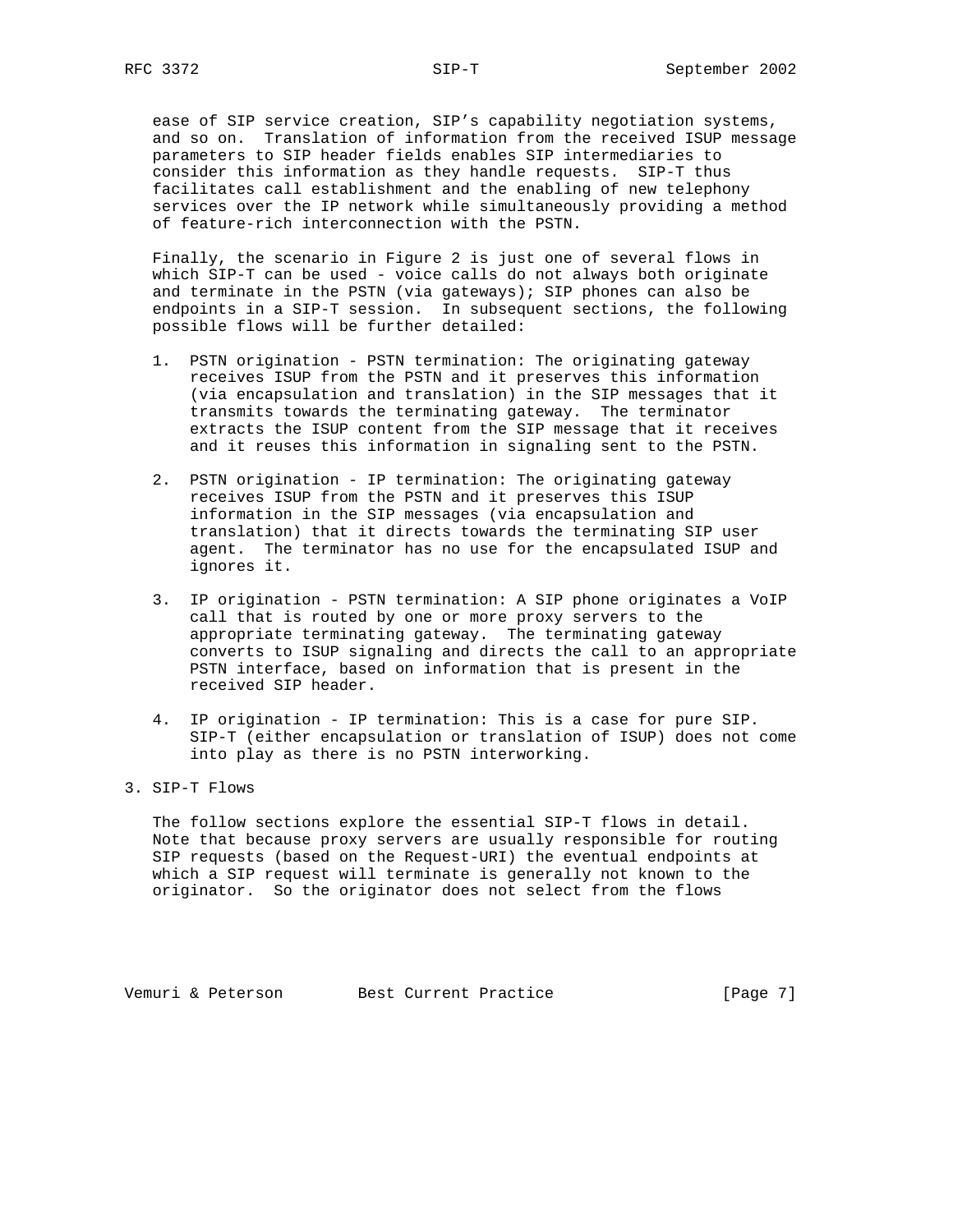ease of SIP service creation, SIP's capability negotiation systems, and so on. Translation of information from the received ISUP message parameters to SIP header fields enables SIP intermediaries to consider this information as they handle requests. SIP-T thus facilitates call establishment and the enabling of new telephony services over the IP network while simultaneously providing a method of feature-rich interconnection with the PSTN.

Finally, the scenario in Figure 2 is just one of several flows in which SIP-T can be used - voice calls do not always both originate and terminate in the PSTN (via gateways); SIP phones can also be endpoints in a SIP-T session. In subsequent sections, the following possible flows will be further detailed:

1. PSTN origination - PSTN termination: The originating gateway receives ISUP from the PSTN and it preserves this information (via encapsulation and translation) in the SIP messages that it transmits towards the terminating gateway. The terminator extracts the ISUP content from the SIP message that it receives and it reuses this information in signaling sent to the PSTN.

2. PSTN origination - IP termination: The originating gateway receives ISUP from the PSTN and it preserves this ISUP information in the SIP messages (via encapsulation and translation) that it directs towards the terminating SIP user agent. The terminator has no use for the encapsulated ISUP and ignores it.

3. IP origination - PSTN termination: A SIP phone originates a VoIP call that is routed by one or more proxy servers to the appropriate terminating gateway. The terminating gateway converts to ISUP signaling and directs the call to an appropriate PSTN interface, based on information that is present in the received SIP header.

4. IP origination - IP termination: This is a case for pure SIP. SIP-T (either encapsulation or translation of ISUP) does not come into play as there is no PSTN interworking.

## 3. SIP-T Flows

The follow sections explore the essential SIP-T flows in detail. Note that because proxy servers are usually responsible for routing SIP requests (based on the Request-URI) the eventual endpoints at which a SIP request will terminate is generally not known to the originator. So the originator does not select from the flows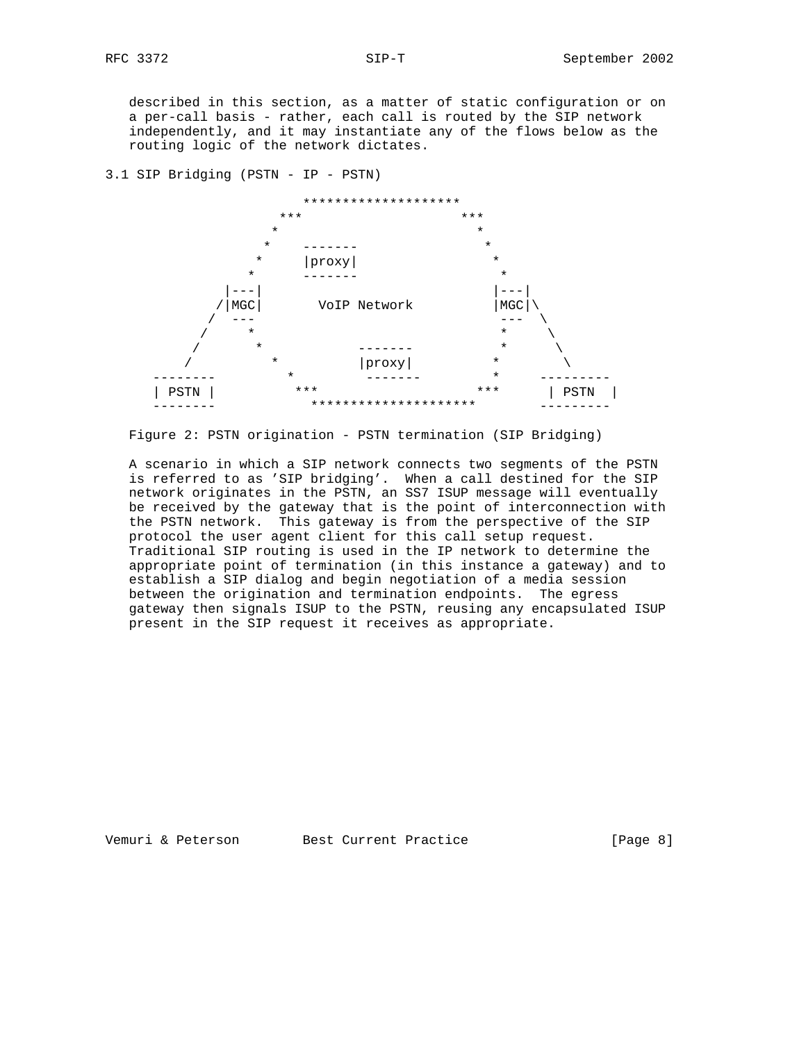described in this section, as a matter of static configuration or on a per-call basis - rather, each call is routed by the SIP network independently, and it may instantiate any of the flows below as the routing logic of the network dictates.

### 3.1 SIP Bridging (PSTN - IP - PSTN)

```
                      ********************
                   ***                    ***
                  *                          *
                 *    -------                 *
                *     |proxy|                  *
               *      -------                   *
            |---|                           |---|
           /|MGC|       VoIP Network        |MGC|\
          /  ---                             ---  \
         /     *                             *     \
        /       *           -------          *      \
       /          *         |proxy|         *        \
   --------         *        -------         *      ---------
   | PSTN |          ***                  ***       | PSTN  |
   --------            ********************         ---------
```

Figure 2: PSTN origination - PSTN termination (SIP Bridging)

A scenario in which a SIP network connects two segments of the PSTN is referred to as 'SIP bridging'. When a call destined for the SIP network originates in the PSTN, an SS7 ISUP message will eventually be received by the gateway that is the point of interconnection with the PSTN network. This gateway is from the perspective of the SIP protocol the user agent client for this call setup request. Traditional SIP routing is used in the IP network to determine the appropriate point of termination (in this instance a gateway) and to establish a SIP dialog and begin negotiation of a media session between the origination and termination endpoints. The egress gateway then signals ISUP to the PSTN, reusing any encapsulated ISUP present in the SIP request it receives as appropriate.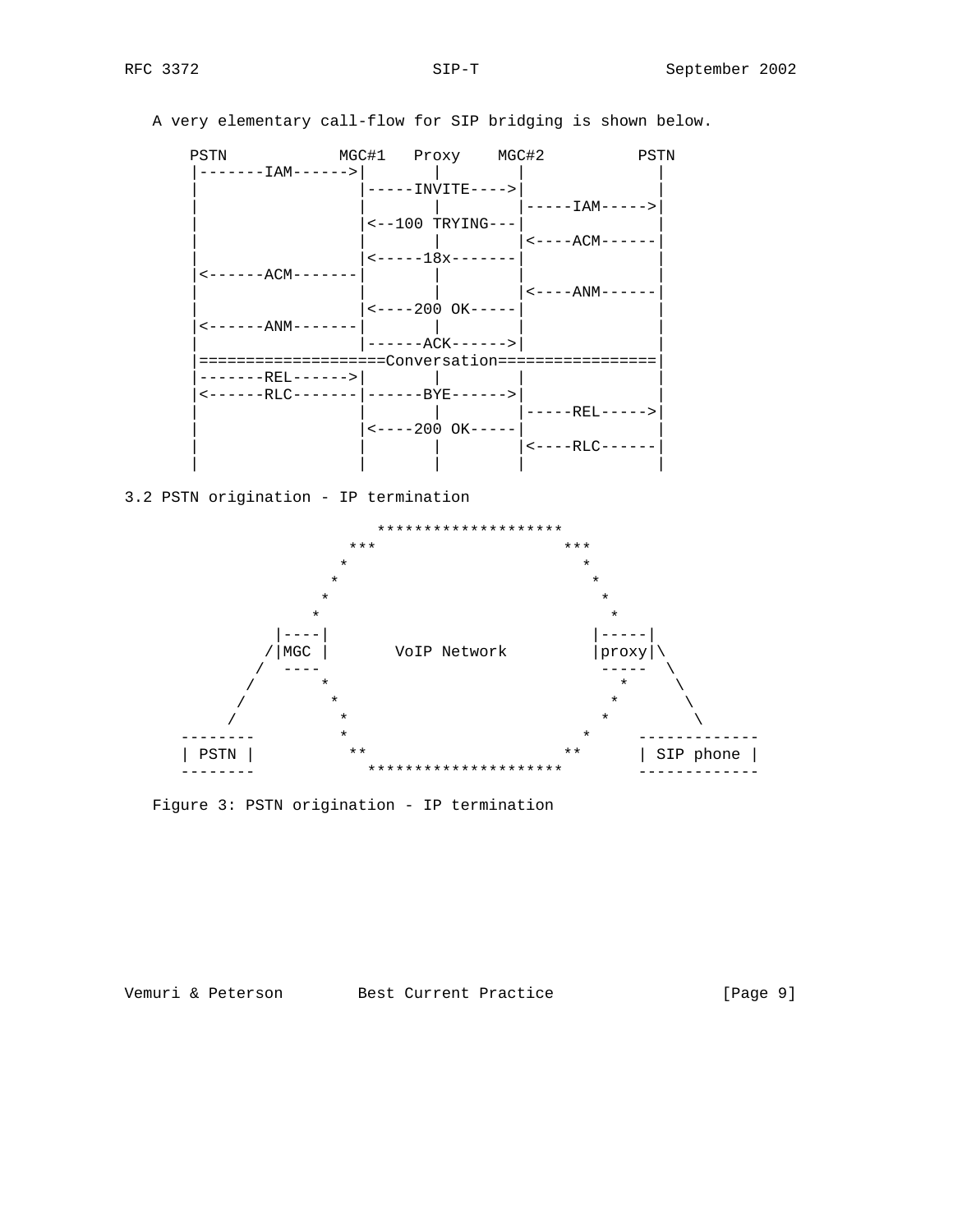A very elementary call-flow for SIP bridging is shown below.

```
     PSTN            MGC#1   Proxy    MGC#2          PSTN
     |-------IAM------>|       |        |             |
     |                 |-----INVITE---->|             |
     |                 |       |        |-----IAM----->|
     |                 |<--100 TRYING---|             |
     |                 |       |        |<----ACM------|
     |                 |<-----18x-------|             |
     |<------ACM-------|       |        |             |
     |                 |       |        |<----ANM------|
     |                 |<----200 OK-----|             |
     |<------ANM-------|       |        |             |
     |                 |------ACK------>|             |
     |==================Conversation===================|
     |-------REL------>|       |        |             |
     |<------RLC-------|------BYE------>|             |
     |                 |       |        |-----REL----->|
     |                 |<----200 OK-----|             |
     |                 |       |        |<----RLC------|
     |                 |       |        |             |
```

### 3.2 PSTN origination - IP termination

```
                      ********************
                   ***                    ***
                  *                          *
                 *                            *
                *                              *
               *                                *
            |----|                            |-----|
           /|MGC |        VoIP Network        |proxy|\
          /  ----                              -----  \
         /      *                               *      \
        /        *                             *        \
       /          *                           *          \
   --------       *                          *       ------------
   | PSTN |         **                    **         | SIP phone |
   --------           ********************           ------------
```

Figure 3: PSTN origination - IP termination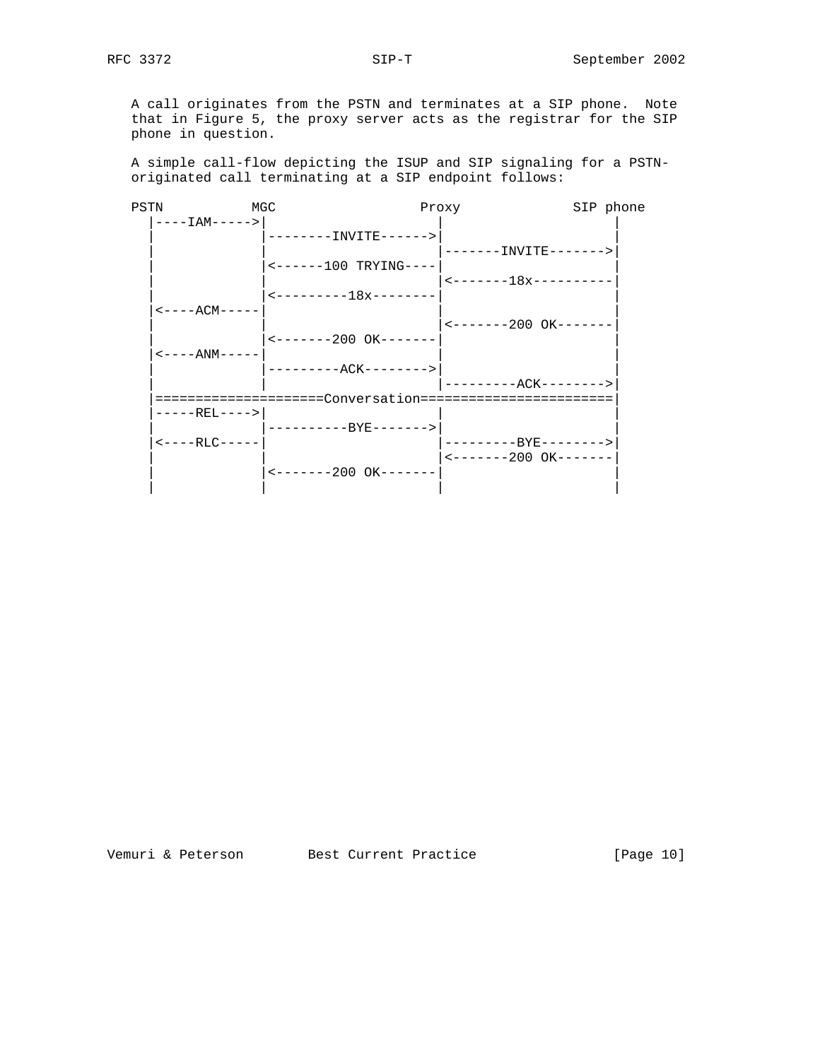A call originates from the PSTN and terminates at a SIP phone. Note that in Figure 5, the proxy server acts as the registrar for the SIP phone in question.

A simple call-flow depicting the ISUP and SIP signaling for a PSTN-originated call terminating at a SIP endpoint follows:

```
PSTN           MGC                  Proxy              SIP phone
  |----IAM----->|                     |                     |
  |             |--------INVITE------>|                     |
  |             |                     |-------INVITE------->|
  |             |<------100 TRYING----|                     |
  |             |                     |<-------18x----------|
  |             |<---------18x--------|                     |
  |<----ACM-----|                     |                     |
  |             |                     |<-------200 OK-------|
  |             |<-------200 OK-------|                     |
  |<----ANM-----|                     |                     |
  |             |---------ACK-------->|                     |
  |             |                     |---------ACK-------->|
  |====================Conversation=======================|
  |-----REL---->|                     |                     |
  |             |----------BYE------->|                     |
  |<----RLC-----|                     |---------BYE-------->|
  |             |                     |<-------200 OK-------|
  |             |<-------200 OK-------|                     |
  |             |                     |                     |
```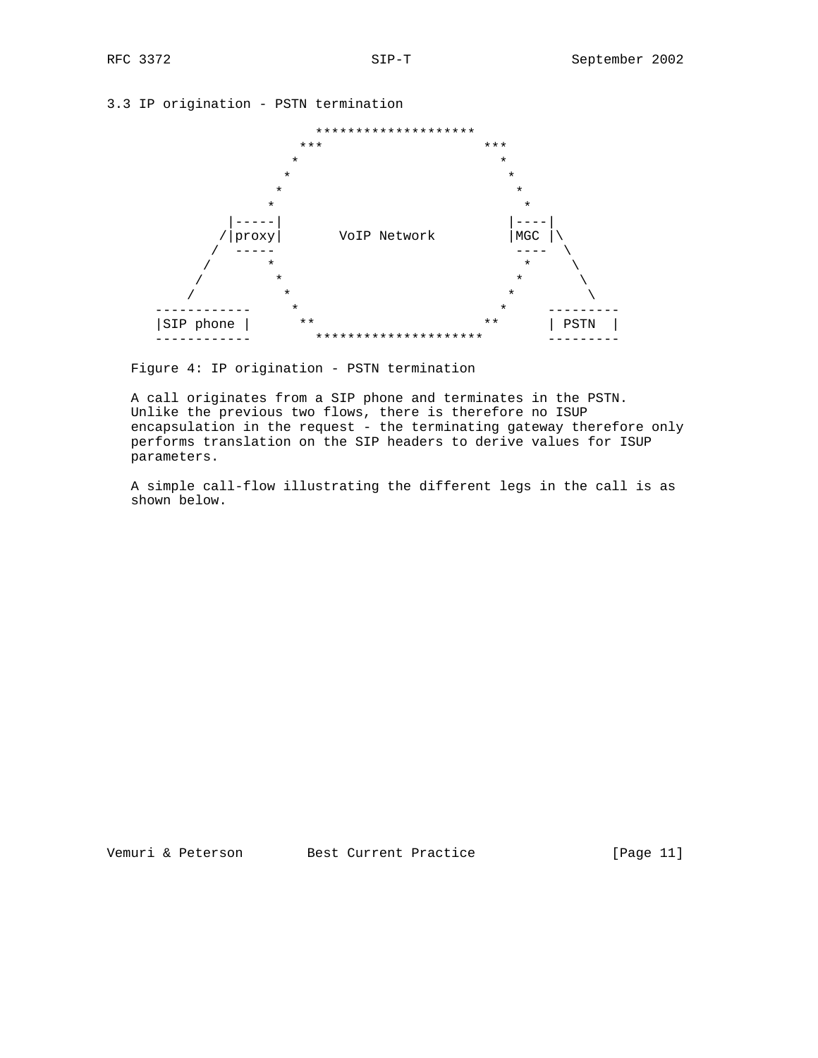### 3.3 IP origination - PSTN termination

```
                          ********************
                       ***                    ***
                      *                          *
                     *                            *
                    *                              *
                   *                                *
               |-----|                            |----|
              /|proxy|       VoIP Network         |MGC |\
             /  -----                              ----  \
            /      *                                *     \
           /        *                              *       \
          /          *                            *         \
   ------------       *                          *       ---------
   |SIP phone |        **                      **        | PSTN  |
   ------------          ********************            ---------
```

Figure 4: IP origination - PSTN termination

A call originates from a SIP phone and terminates in the PSTN. Unlike the previous two flows, there is therefore no ISUP encapsulation in the request - the terminating gateway therefore only performs translation on the SIP headers to derive values for ISUP parameters.

A simple call-flow illustrating the different legs in the call is as shown below.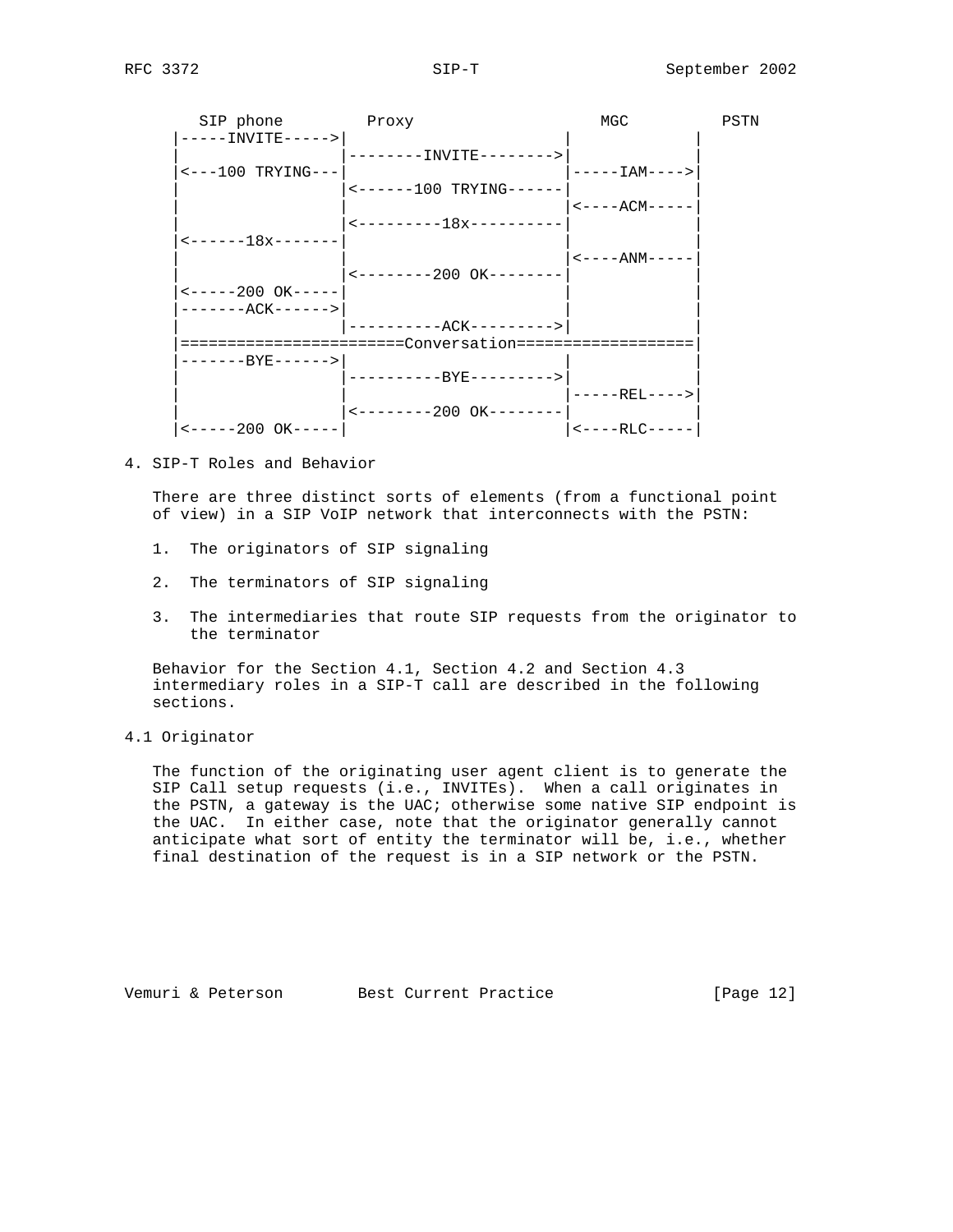```
   SIP phone         Proxy                    MGC          PSTN
 |-----INVITE----->|                         |             |
 |                 |--------INVITE-------->|             |
 |<---100 TRYING---|                         |-----IAM---->|
 |                 |<------100 TRYING------|             |
 |                 |                         |<----ACM-----|
 |                 |<---------18x----------|             |
 |<------18x-------|                         |             |
 |                 |                         |<----ANM-----|
 |                 |<--------200 OK--------|             |
 |<-----200 OK-----|                         |             |
 |-------ACK------>|                         |             |
 |                 |----------ACK--------->|             |
 |======================Conversation==================|
 |-------BYE------>|                         |             |
 |                 |----------BYE--------->|             |
 |                 |                         |-----REL---->|
 |                 |<--------200 OK--------|             |
 |<-----200 OK-----|                         |<----RLC-----|
```

## 4. SIP-T Roles and Behavior

There are three distinct sorts of elements (from a functional point of view) in a SIP VoIP network that interconnects with the PSTN:

1. The originators of SIP signaling

2. The terminators of SIP signaling

3. The intermediaries that route SIP requests from the originator to the terminator

Behavior for the Section 4.1, Section 4.2 and Section 4.3 intermediary roles in a SIP-T call are described in the following sections.

### 4.1 Originator

The function of the originating user agent client is to generate the SIP Call setup requests (i.e., INVITEs). When a call originates in the PSTN, a gateway is the UAC; otherwise some native SIP endpoint is the UAC. In either case, note that the originator generally cannot anticipate what sort of entity the terminator will be, i.e., whether final destination of the request is in a SIP network or the PSTN.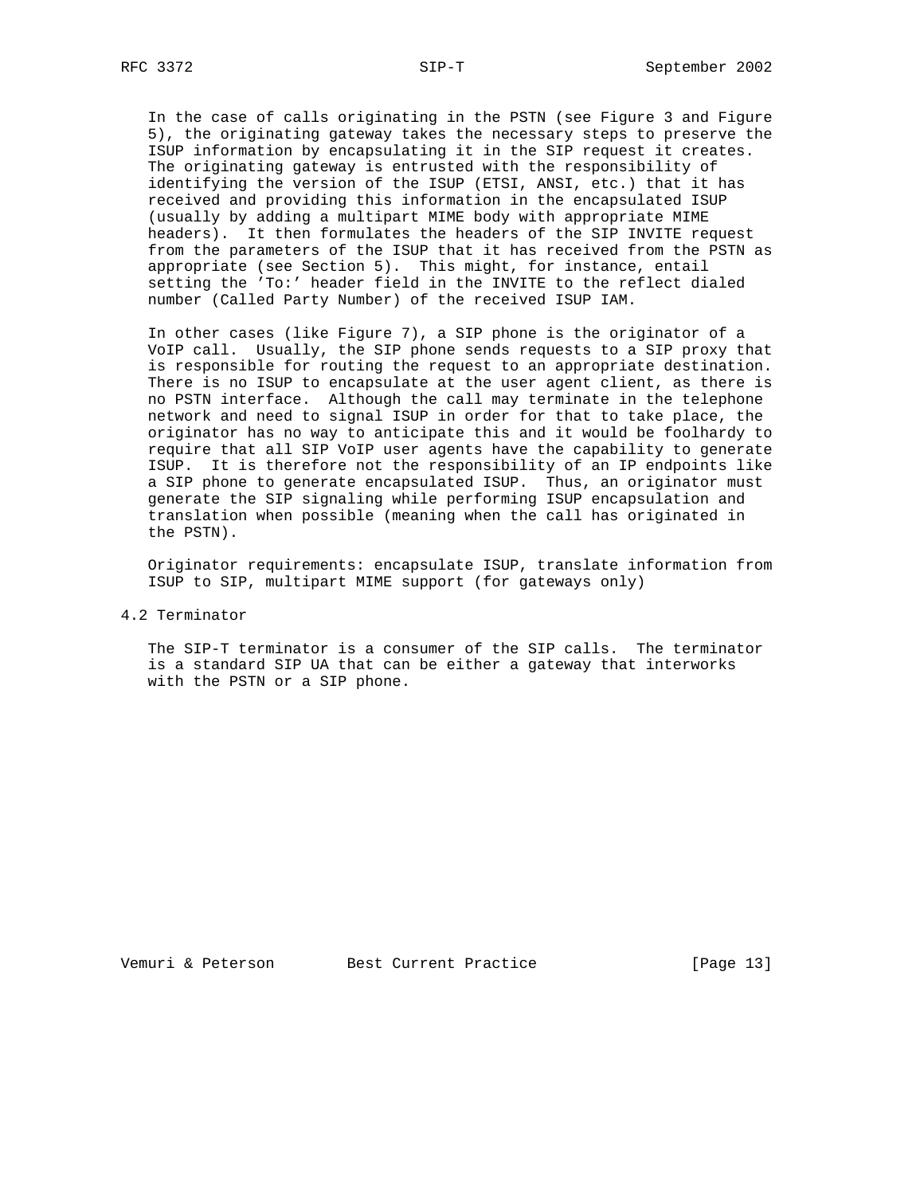In the case of calls originating in the PSTN (see Figure 3 and Figure 5), the originating gateway takes the necessary steps to preserve the ISUP information by encapsulating it in the SIP request it creates. The originating gateway is entrusted with the responsibility of identifying the version of the ISUP (ETSI, ANSI, etc.) that it has received and providing this information in the encapsulated ISUP (usually by adding a multipart MIME body with appropriate MIME headers). It then formulates the headers of the SIP INVITE request from the parameters of the ISUP that it has received from the PSTN as appropriate (see Section 5). This might, for instance, entail setting the 'To:' header field in the INVITE to the reflect dialed number (Called Party Number) of the received ISUP IAM.

In other cases (like Figure 7), a SIP phone is the originator of a VoIP call. Usually, the SIP phone sends requests to a SIP proxy that is responsible for routing the request to an appropriate destination. There is no ISUP to encapsulate at the user agent client, as there is no PSTN interface. Although the call may terminate in the telephone network and need to signal ISUP in order for that to take place, the originator has no way to anticipate this and it would be foolhardy to require that all SIP VoIP user agents have the capability to generate ISUP. It is therefore not the responsibility of an IP endpoints like a SIP phone to generate encapsulated ISUP. Thus, an originator must generate the SIP signaling while performing ISUP encapsulation and translation when possible (meaning when the call has originated in the PSTN).

Originator requirements: encapsulate ISUP, translate information from ISUP to SIP, multipart MIME support (for gateways only)

## 4.2 Terminator

The SIP-T terminator is a consumer of the SIP calls. The terminator is a standard SIP UA that can be either a gateway that interworks with the PSTN or a SIP phone.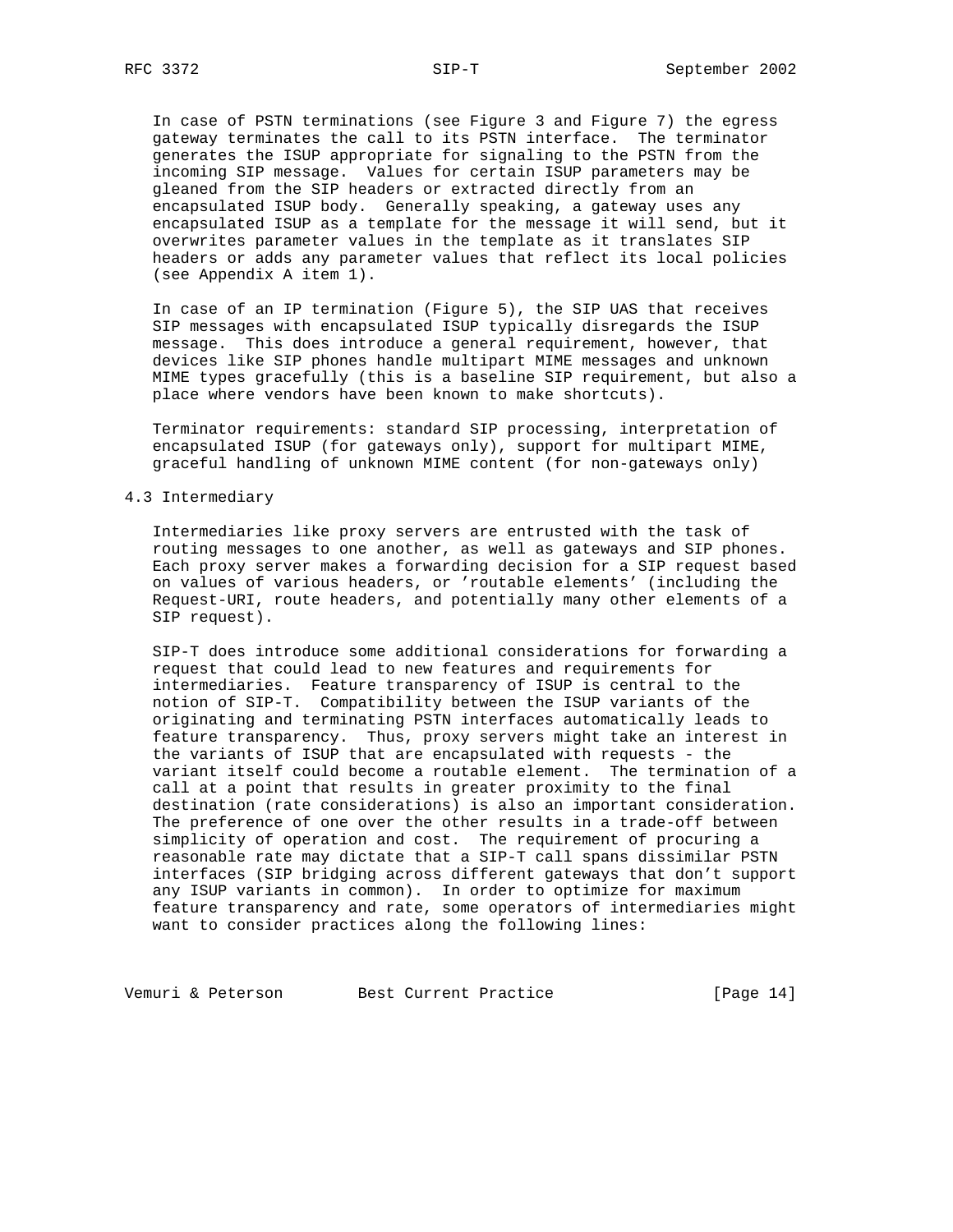In case of PSTN terminations (see Figure 3 and Figure 7) the egress gateway terminates the call to its PSTN interface. The terminator generates the ISUP appropriate for signaling to the PSTN from the incoming SIP message. Values for certain ISUP parameters may be gleaned from the SIP headers or extracted directly from an encapsulated ISUP body. Generally speaking, a gateway uses any encapsulated ISUP as a template for the message it will send, but it overwrites parameter values in the template as it translates SIP headers or adds any parameter values that reflect its local policies (see Appendix A item 1).

In case of an IP termination (Figure 5), the SIP UAS that receives SIP messages with encapsulated ISUP typically disregards the ISUP message. This does introduce a general requirement, however, that devices like SIP phones handle multipart MIME messages and unknown MIME types gracefully (this is a baseline SIP requirement, but also a place where vendors have been known to make shortcuts).

Terminator requirements: standard SIP processing, interpretation of encapsulated ISUP (for gateways only), support for multipart MIME, graceful handling of unknown MIME content (for non-gateways only)

## 4.3 Intermediary

Intermediaries like proxy servers are entrusted with the task of routing messages to one another, as well as gateways and SIP phones. Each proxy server makes a forwarding decision for a SIP request based on values of various headers, or 'routable elements' (including the Request-URI, route headers, and potentially many other elements of a SIP request).

SIP-T does introduce some additional considerations for forwarding a request that could lead to new features and requirements for intermediaries. Feature transparency of ISUP is central to the notion of SIP-T. Compatibility between the ISUP variants of the originating and terminating PSTN interfaces automatically leads to feature transparency. Thus, proxy servers might take an interest in the variants of ISUP that are encapsulated with requests - the variant itself could become a routable element. The termination of a call at a point that results in greater proximity to the final destination (rate considerations) is also an important consideration. The preference of one over the other results in a trade-off between simplicity of operation and cost. The requirement of procuring a reasonable rate may dictate that a SIP-T call spans dissimilar PSTN interfaces (SIP bridging across different gateways that don't support any ISUP variants in common). In order to optimize for maximum feature transparency and rate, some operators of intermediaries might want to consider practices along the following lines: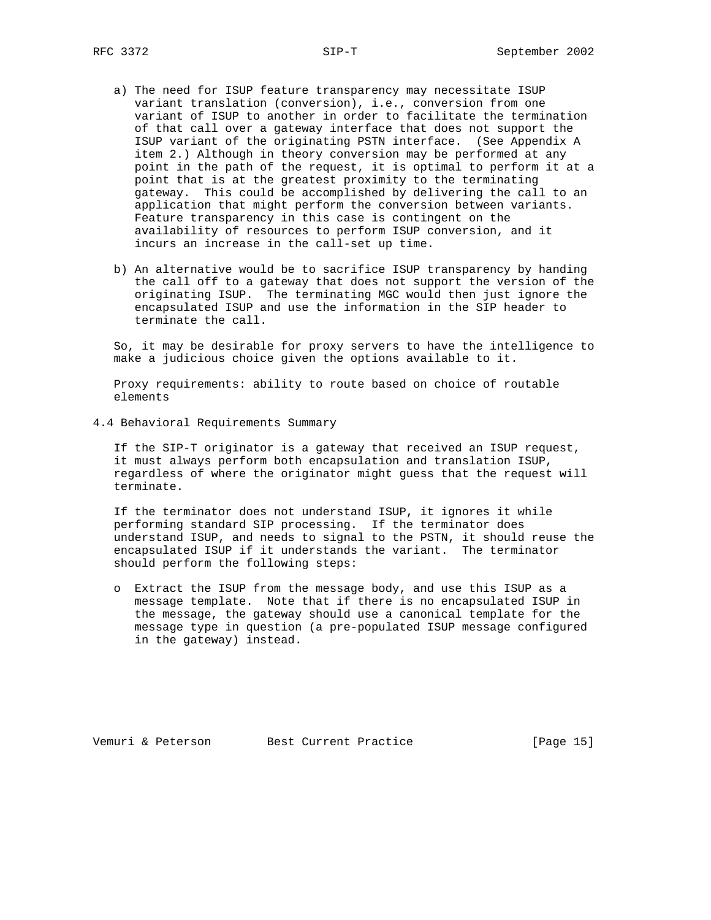a) The need for ISUP feature transparency may necessitate ISUP variant translation (conversion), i.e., conversion from one variant of ISUP to another in order to facilitate the termination of that call over a gateway interface that does not support the ISUP variant of the originating PSTN interface. (See Appendix A item 2.) Although in theory conversion may be performed at any point in the path of the request, it is optimal to perform it at a point that is at the greatest proximity to the terminating gateway. This could be accomplished by delivering the call to an application that might perform the conversion between variants. Feature transparency in this case is contingent on the availability of resources to perform ISUP conversion, and it incurs an increase in the call-set up time.

b) An alternative would be to sacrifice ISUP transparency by handing the call off to a gateway that does not support the version of the originating ISUP. The terminating MGC would then just ignore the encapsulated ISUP and use the information in the SIP header to terminate the call.

So, it may be desirable for proxy servers to have the intelligence to make a judicious choice given the options available to it.

Proxy requirements: ability to route based on choice of routable elements

## 4.4 Behavioral Requirements Summary

If the SIP-T originator is a gateway that received an ISUP request, it must always perform both encapsulation and translation ISUP, regardless of where the originator might guess that the request will terminate.

If the terminator does not understand ISUP, it ignores it while performing standard SIP processing. If the terminator does understand ISUP, and needs to signal to the PSTN, it should reuse the encapsulated ISUP if it understands the variant. The terminator should perform the following steps:

- Extract the ISUP from the message body, and use this ISUP as a message template. Note that if there is no encapsulated ISUP in the message, the gateway should use a canonical template for the message type in question (a pre-populated ISUP message configured in the gateway) instead.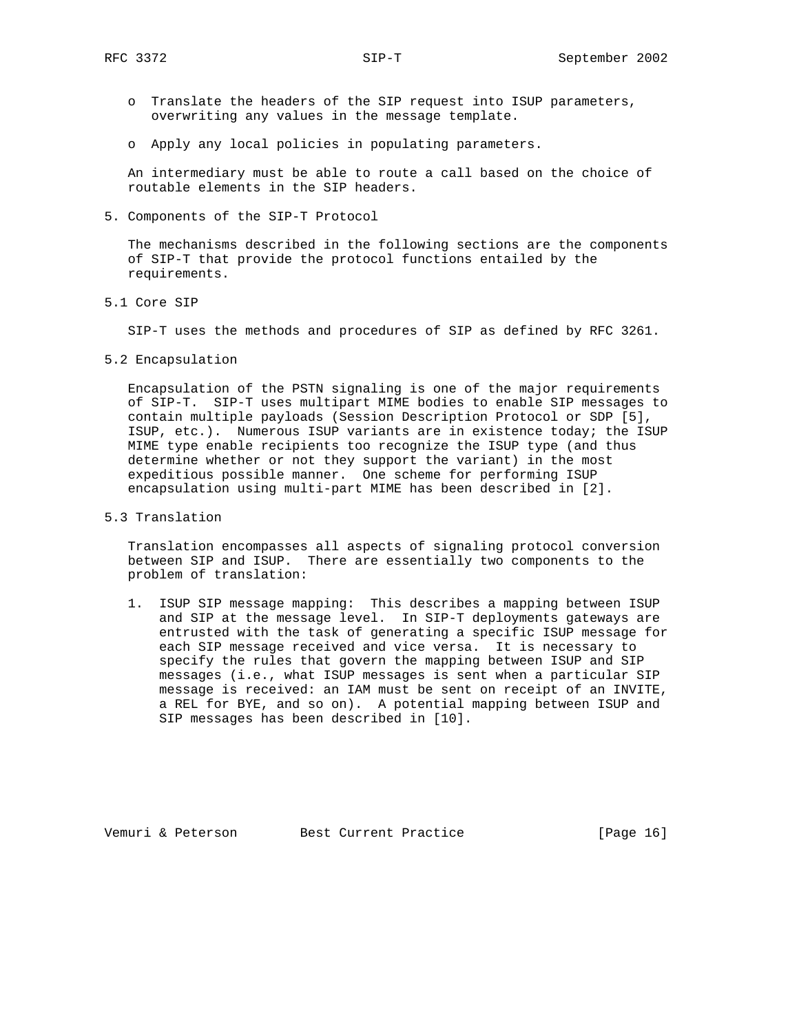- Translate the headers of the SIP request into ISUP parameters, overwriting any values in the message template.

- Apply any local policies in populating parameters.

An intermediary must be able to route a call based on the choice of routable elements in the SIP headers.

## 5. Components of the SIP-T Protocol

The mechanisms described in the following sections are the components of SIP-T that provide the protocol functions entailed by the requirements.

### 5.1 Core SIP

SIP-T uses the methods and procedures of SIP as defined by RFC 3261.

### 5.2 Encapsulation

Encapsulation of the PSTN signaling is one of the major requirements of SIP-T. SIP-T uses multipart MIME bodies to enable SIP messages to contain multiple payloads (Session Description Protocol or SDP [5], ISUP, etc.). Numerous ISUP variants are in existence today; the ISUP MIME type enable recipients too recognize the ISUP type (and thus determine whether or not they support the variant) in the most expeditious possible manner. One scheme for performing ISUP encapsulation using multi-part MIME has been described in [2].

### 5.3 Translation

Translation encompasses all aspects of signaling protocol conversion between SIP and ISUP. There are essentially two components to the problem of translation:

1. ISUP SIP message mapping: This describes a mapping between ISUP and SIP at the message level. In SIP-T deployments gateways are entrusted with the task of generating a specific ISUP message for each SIP message received and vice versa. It is necessary to specify the rules that govern the mapping between ISUP and SIP messages (i.e., what ISUP messages is sent when a particular SIP message is received: an IAM must be sent on receipt of an INVITE, a REL for BYE, and so on). A potential mapping between ISUP and SIP messages has been described in [10].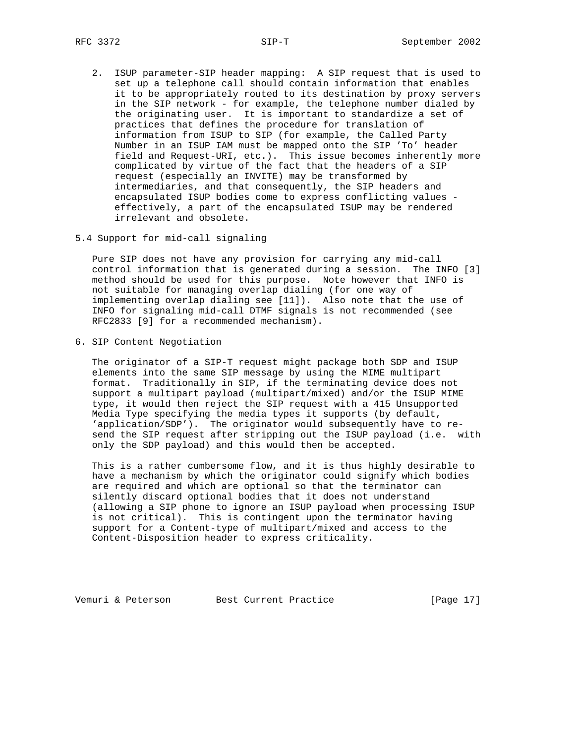2. ISUP parameter-SIP header mapping: A SIP request that is used to set up a telephone call should contain information that enables it to be appropriately routed to its destination by proxy servers in the SIP network - for example, the telephone number dialed by the originating user. It is important to standardize a set of practices that defines the procedure for translation of information from ISUP to SIP (for example, the Called Party Number in an ISUP IAM must be mapped onto the SIP 'To' header field and Request-URI, etc.). This issue becomes inherently more complicated by virtue of the fact that the headers of a SIP request (especially an INVITE) may be transformed by intermediaries, and that consequently, the SIP headers and encapsulated ISUP bodies come to express conflicting values - effectively, a part of the encapsulated ISUP may be rendered irrelevant and obsolete.

### 5.4 Support for mid-call signaling

Pure SIP does not have any provision for carrying any mid-call control information that is generated during a session. The INFO [3] method should be used for this purpose. Note however that INFO is not suitable for managing overlap dialing (for one way of implementing overlap dialing see [11]). Also note that the use of INFO for signaling mid-call DTMF signals is not recommended (see RFC2833 [9] for a recommended mechanism).

## 6. SIP Content Negotiation

The originator of a SIP-T request might package both SDP and ISUP elements into the same SIP message by using the MIME multipart format. Traditionally in SIP, if the terminating device does not support a multipart payload (multipart/mixed) and/or the ISUP MIME type, it would then reject the SIP request with a 415 Unsupported Media Type specifying the media types it supports (by default, 'application/SDP'). The originator would subsequently have to re-send the SIP request after stripping out the ISUP payload (i.e. with only the SDP payload) and this would then be accepted.

This is a rather cumbersome flow, and it is thus highly desirable to have a mechanism by which the originator could signify which bodies are required and which are optional so that the terminator can silently discard optional bodies that it does not understand (allowing a SIP phone to ignore an ISUP payload when processing ISUP is not critical). This is contingent upon the terminator having support for a Content-type of multipart/mixed and access to the Content-Disposition header to express criticality.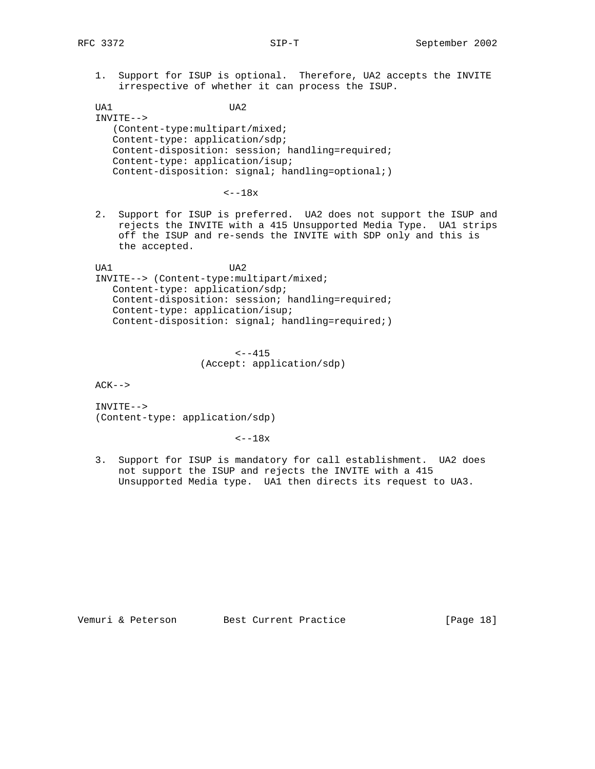1. Support for ISUP is optional. Therefore, UA2 accepts the INVITE irrespective of whether it can process the ISUP.

```
UA1                    UA2
INVITE-->
   (Content-type:multipart/mixed;
   Content-type: application/sdp;
   Content-disposition: session; handling=required;
   Content-type: application/isup;
   Content-disposition: signal; handling=optional;)

                      <--18x
```

2. Support for ISUP is preferred. UA2 does not support the ISUP and rejects the INVITE with a 415 Unsupported Media Type. UA1 strips off the ISUP and re-sends the INVITE with SDP only and this is the accepted.

```
UA1                    UA2
INVITE--> (Content-type:multipart/mixed;
   Content-type: application/sdp;
   Content-disposition: session; handling=required;
   Content-type: application/isup;
   Content-disposition: signal; handling=required;)


                        <--415
                  (Accept: application/sdp)

ACK-->

INVITE-->
(Content-type: application/sdp)

                        <--18x
```

3. Support for ISUP is mandatory for call establishment. UA2 does not support the ISUP and rejects the INVITE with a 415 Unsupported Media type. UA1 then directs its request to UA3.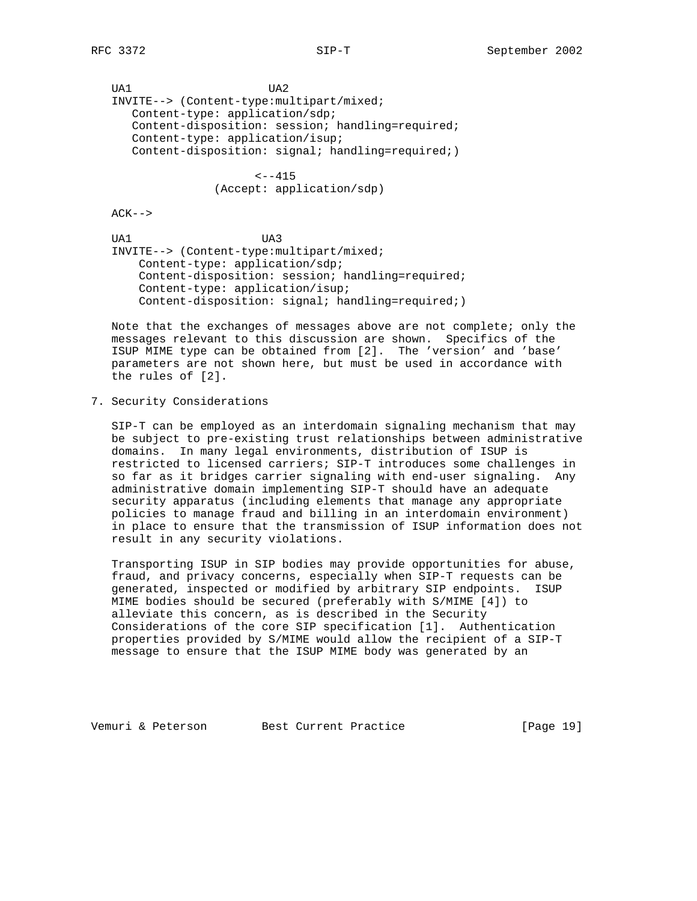```
UA1                   UA2
INVITE--> (Content-type:multipart/mixed;
   Content-type: application/sdp;
   Content-disposition: session; handling=required;
   Content-type: application/isup;
   Content-disposition: signal; handling=required;)

                     <--415
               (Accept: application/sdp)

ACK-->

UA1                   UA3
INVITE--> (Content-type:multipart/mixed;
    Content-type: application/sdp;
    Content-disposition: session; handling=required;
    Content-type: application/isup;
    Content-disposition: signal; handling=required;)
```

Note that the exchanges of messages above are not complete; only the messages relevant to this discussion are shown. Specifics of the ISUP MIME type can be obtained from [2]. The 'version' and 'base' parameters are not shown here, but must be used in accordance with the rules of [2].

## 7. Security Considerations

SIP-T can be employed as an interdomain signaling mechanism that may be subject to pre-existing trust relationships between administrative domains. In many legal environments, distribution of ISUP is restricted to licensed carriers; SIP-T introduces some challenges in so far as it bridges carrier signaling with end-user signaling. Any administrative domain implementing SIP-T should have an adequate security apparatus (including elements that manage any appropriate policies to manage fraud and billing in an interdomain environment) in place to ensure that the transmission of ISUP information does not result in any security violations.

Transporting ISUP in SIP bodies may provide opportunities for abuse, fraud, and privacy concerns, especially when SIP-T requests can be generated, inspected or modified by arbitrary SIP endpoints. ISUP MIME bodies should be secured (preferably with S/MIME [4]) to alleviate this concern, as is described in the Security Considerations of the core SIP specification [1]. Authentication properties provided by S/MIME would allow the recipient of a SIP-T message to ensure that the ISUP MIME body was generated by an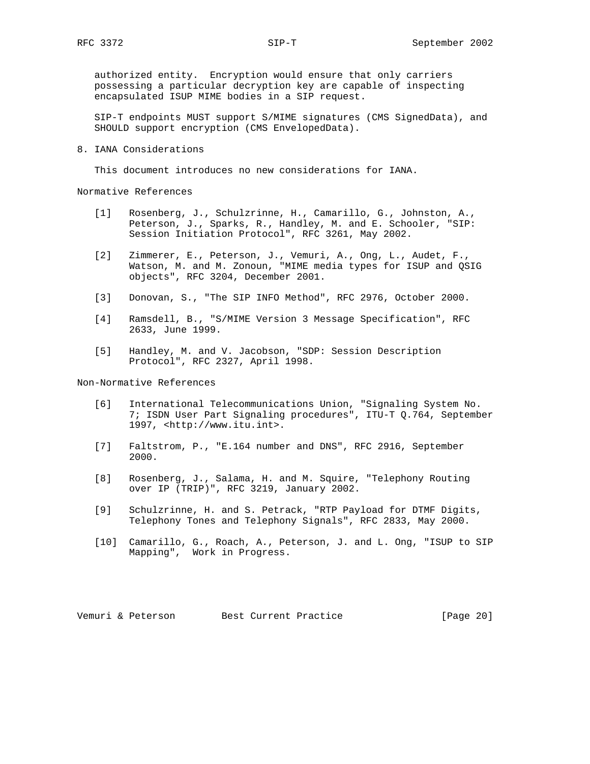authorized entity. Encryption would ensure that only carriers possessing a particular decryption key are capable of inspecting encapsulated ISUP MIME bodies in a SIP request.

SIP-T endpoints MUST support S/MIME signatures (CMS SignedData), and SHOULD support encryption (CMS EnvelopedData).

## 8. IANA Considerations

This document introduces no new considerations for IANA.

## Normative References

[1] Rosenberg, J., Schulzrinne, H., Camarillo, G., Johnston, A., Peterson, J., Sparks, R., Handley, M. and E. Schooler, "SIP: Session Initiation Protocol", RFC 3261, May 2002.

[2] Zimmerer, E., Peterson, J., Vemuri, A., Ong, L., Audet, F., Watson, M. and M. Zonoun, "MIME media types for ISUP and QSIG objects", RFC 3204, December 2001.

[3] Donovan, S., "The SIP INFO Method", RFC 2976, October 2000.

[4] Ramsdell, B., "S/MIME Version 3 Message Specification", RFC 2633, June 1999.

[5] Handley, M. and V. Jacobson, "SDP: Session Description Protocol", RFC 2327, April 1998.

## Non-Normative References

[6] International Telecommunications Union, "Signaling System No. 7; ISDN User Part Signaling procedures", ITU-T Q.764, September 1997, <http://www.itu.int>.

[7] Faltstrom, P., "E.164 number and DNS", RFC 2916, September 2000.

[8] Rosenberg, J., Salama, H. and M. Squire, "Telephony Routing over IP (TRIP)", RFC 3219, January 2002.

[9] Schulzrinne, H. and S. Petrack, "RTP Payload for DTMF Digits, Telephony Tones and Telephony Signals", RFC 2833, May 2000.

[10] Camarillo, G., Roach, A., Peterson, J. and L. Ong, "ISUP to SIP Mapping", Work in Progress.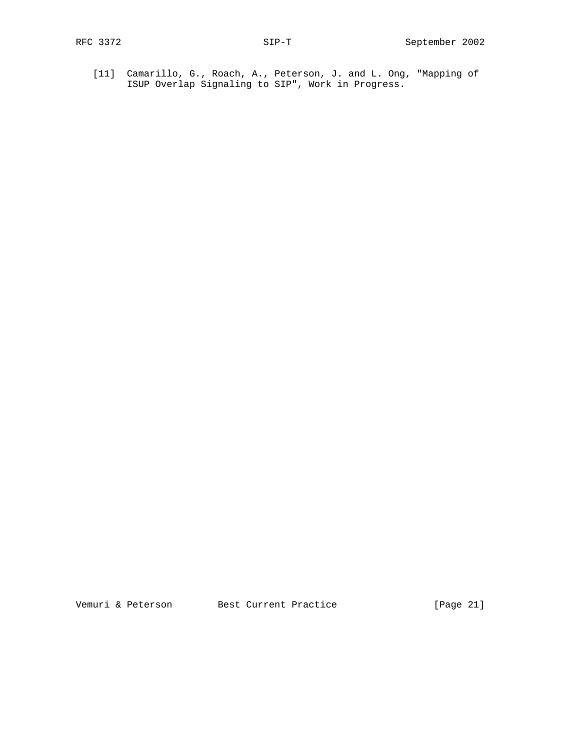[11] Camarillo, G., Roach, A., Peterson, J. and L. Ong, "Mapping of ISUP Overlap Signaling to SIP", Work in Progress.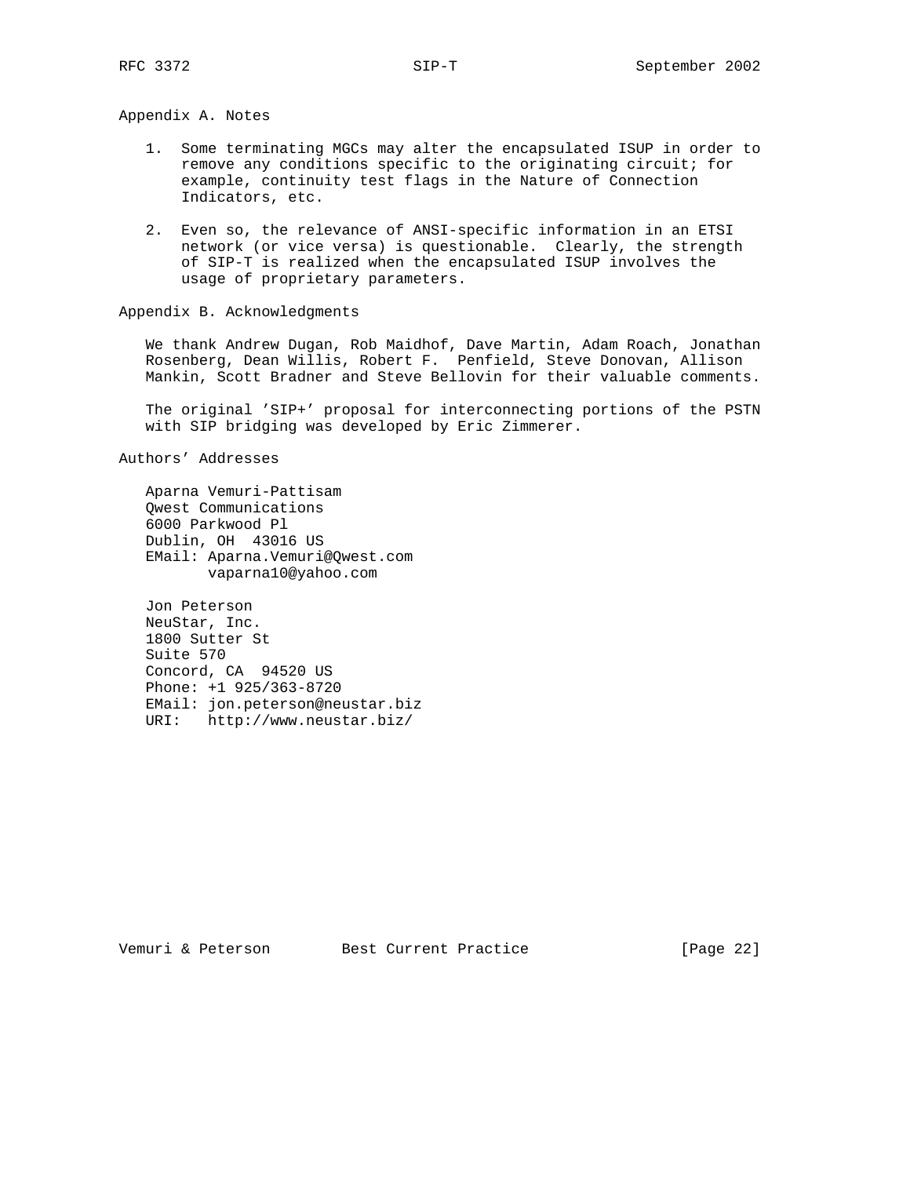## Appendix A. Notes

1. Some terminating MGCs may alter the encapsulated ISUP in order to remove any conditions specific to the originating circuit; for example, continuity test flags in the Nature of Connection Indicators, etc.

2. Even so, the relevance of ANSI-specific information in an ETSI network (or vice versa) is questionable. Clearly, the strength of SIP-T is realized when the encapsulated ISUP involves the usage of proprietary parameters.

## Appendix B. Acknowledgments

We thank Andrew Dugan, Rob Maidhof, Dave Martin, Adam Roach, Jonathan Rosenberg, Dean Willis, Robert F. Penfield, Steve Donovan, Allison Mankin, Scott Bradner and Steve Bellovin for their valuable comments.

The original 'SIP+' proposal for interconnecting portions of the PSTN with SIP bridging was developed by Eric Zimmerer.

## Authors' Addresses

Aparna Vemuri-Pattisam
Qwest Communications
6000 Parkwood Pl
Dublin, OH 43016 US
EMail: Aparna.Vemuri@Qwest.com
       vaparna10@yahoo.com

Jon Peterson
NeuStar, Inc.
1800 Sutter St
Suite 570
Concord, CA 94520 US
Phone: +1 925/363-8720
EMail: jon.peterson@neustar.biz
URI: http://www.neustar.biz/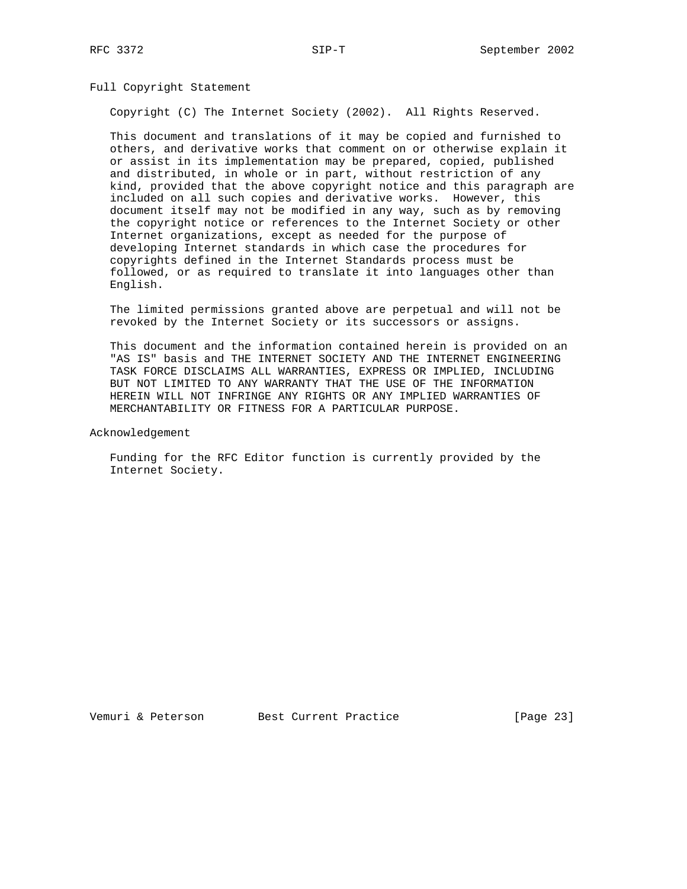## Full Copyright Statement

Copyright (C) The Internet Society (2002).  All Rights Reserved.

This document and translations of it may be copied and furnished to others, and derivative works that comment on or otherwise explain it or assist in its implementation may be prepared, copied, published and distributed, in whole or in part, without restriction of any kind, provided that the above copyright notice and this paragraph are included on all such copies and derivative works.  However, this document itself may not be modified in any way, such as by removing the copyright notice or references to the Internet Society or other Internet organizations, except as needed for the purpose of developing Internet standards in which case the procedures for copyrights defined in the Internet Standards process must be followed, or as required to translate it into languages other than English.

The limited permissions granted above are perpetual and will not be revoked by the Internet Society or its successors or assigns.

This document and the information contained herein is provided on an "AS IS" basis and THE INTERNET SOCIETY AND THE INTERNET ENGINEERING TASK FORCE DISCLAIMS ALL WARRANTIES, EXPRESS OR IMPLIED, INCLUDING BUT NOT LIMITED TO ANY WARRANTY THAT THE USE OF THE INFORMATION HEREIN WILL NOT INFRINGE ANY RIGHTS OR ANY IMPLIED WARRANTIES OF MERCHANTABILITY OR FITNESS FOR A PARTICULAR PURPOSE.

## Acknowledgement

Funding for the RFC Editor function is currently provided by the Internet Society.